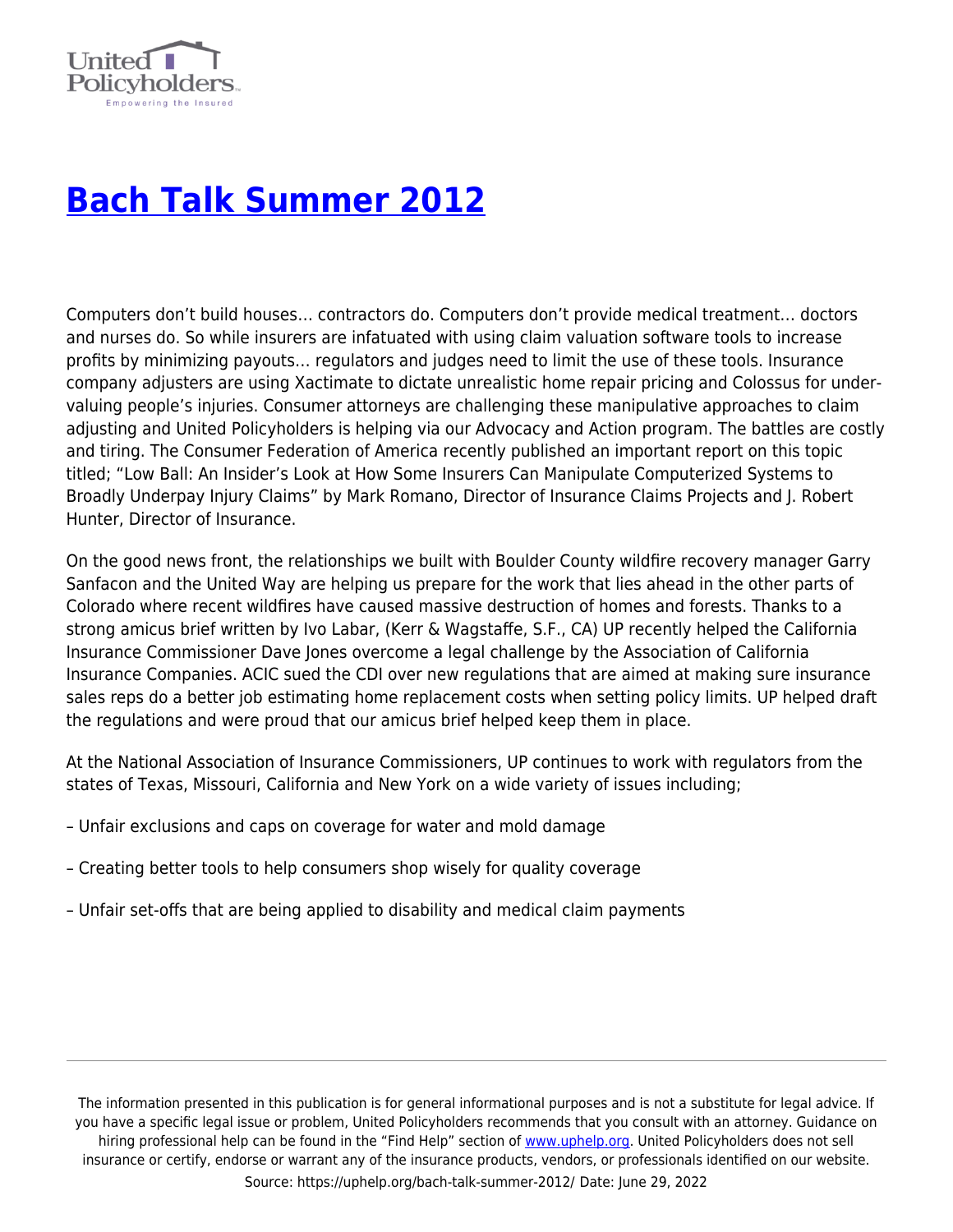# Bach Talk Summer 2012

Computers don't build houses… contractors do. Computers don't provide medical treatment… doctors and nurses do. So while insurers are infatuated with using claim valuation software tools to increase profits by minimizing payouts… regulators and judges need to limit the use of these tools. Insurance company adjusters are using Xactimate to dictate unrealistic home repair pricing and Colossus for under-valuing people's injuries. Consumer attorneys are challenging these manipulative approaches to claim adjusting and United Policyholders is helping via our Advocacy and Action program. The battles are costly and tiring. The Consumer Federation of America recently published an important report on this topic titled; "Low Ball: An Insider's Look at How Some Insurers Can Manipulate Computerized Systems to Broadly Underpay Injury Claims" by Mark Romano, Director of Insurance Claims Projects and J. Robert Hunter, Director of Insurance.

On the good news front, the relationships we built with Boulder County wildfire recovery manager Garry Sanfacon and the United Way are helping us prepare for the work that lies ahead in the other parts of Colorado where recent wildfires have caused massive destruction of homes and forests. Thanks to a strong amicus brief written by Ivo Labar, (Kerr & Wagstaffe, S.F., CA) UP recently helped the California Insurance Commissioner Dave Jones overcome a legal challenge by the Association of California Insurance Companies. ACIC sued the CDI over new regulations that are aimed at making sure insurance sales reps do a better job estimating home replacement costs when setting policy limits. UP helped draft the regulations and were proud that our amicus brief helped keep them in place.

At the National Association of Insurance Commissioners, UP continues to work with regulators from the states of Texas, Missouri, California and New York on a wide variety of issues including;

– Unfair exclusions and caps on coverage for water and mold damage

– Creating better tools to help consumers shop wisely for quality coverage

– Unfair set-offs that are being applied to disability and medical claim payments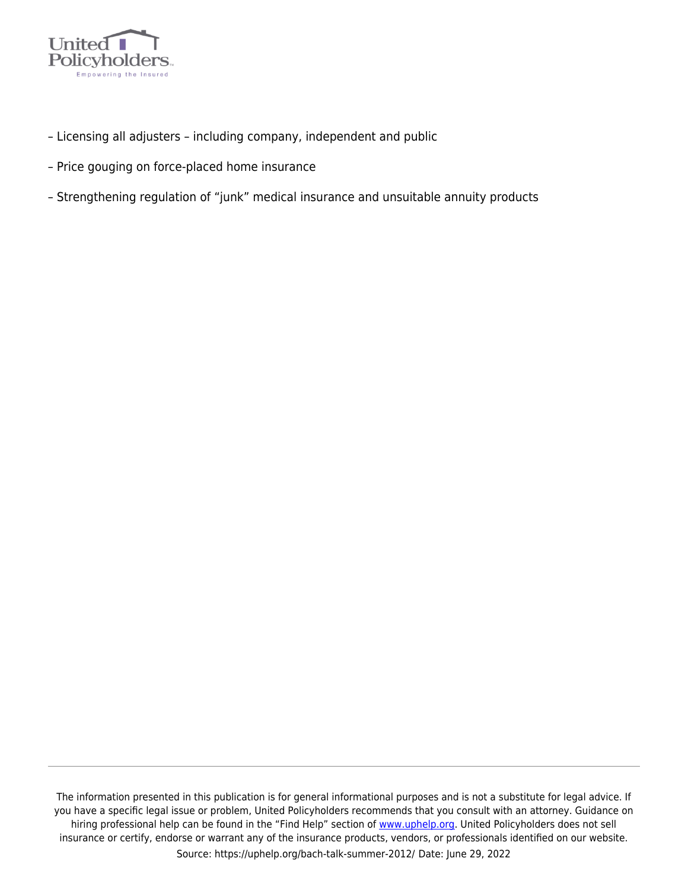– Licensing all adjusters – including company, independent and public

– Price gouging on force-placed home insurance

– Strengthening regulation of "junk" medical insurance and unsuitable annuity products